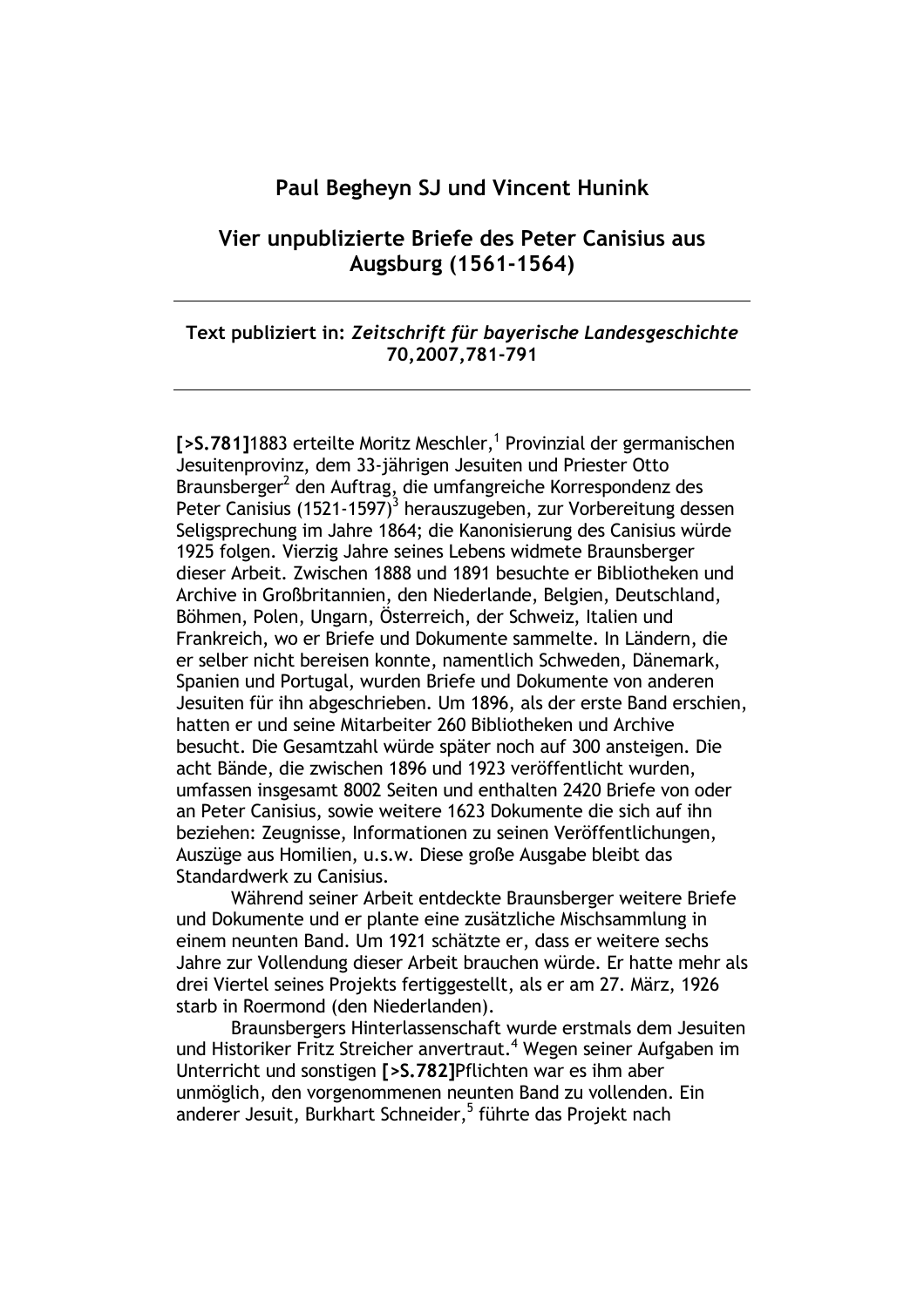## Paul Begheyn SJ und Vincent Hunink

## Vier unpublizierte Briefe des Peter Canisius aus Augsburg (1561-1564)

---

**Text publiziert in: *Zeitschrift für bayerische Landesgeschichte* 70,2007,781-791**

---

**[>S.781]**1883 erteilte Moritz Meschler,[1] Provinzial der germanischen Jesuitenprovinz, dem 33-jährigen Jesuiten und Priester Otto Braunsberger[2] den Auftrag, die umfangreiche Korrespondenz des Peter Canisius (1521-1597)[3] herauszugeben, zur Vorbereitung dessen Seligsprechung im Jahre 1864; die Kanonisierung des Canisius würde 1925 folgen. Vierzig Jahre seines Lebens widmete Braunsberger dieser Arbeit. Zwischen 1888 und 1891 besuchte er Bibliotheken und Archive in Großbritannien, den Niederlande, Belgien, Deutschland, Böhmen, Polen, Ungarn, Österreich, der Schweiz, Italien und Frankreich, wo er Briefe und Dokumente sammelte. In Ländern, die er selber nicht bereisen konnte, namentlich Schweden, Dänemark, Spanien und Portugal, wurden Briefe und Dokumente von anderen Jesuiten für ihn abgeschrieben. Um 1896, als der erste Band erschien, hatten er und seine Mitarbeiter 260 Bibliotheken und Archive besucht. Die Gesamtzahl würde später noch auf 300 ansteigen. Die acht Bände, die zwischen 1896 und 1923 veröffentlicht wurden, umfassen insgesamt 8002 Seiten und enthalten 2420 Briefe von oder an Peter Canisius, sowie weitere 1623 Dokumente die sich auf ihn beziehen: Zeugnisse, Informationen zu seinen Veröffentlichungen, Auszüge aus Homilien, u.s.w. Diese große Ausgabe bleibt das Standardwerk zu Canisius.

Während seiner Arbeit entdeckte Braunsberger weitere Briefe und Dokumente und er plante eine zusätzliche Mischsammlung in einem neunten Band. Um 1921 schätzte er, dass er weitere sechs Jahre zur Vollendung dieser Arbeit brauchen würde. Er hatte mehr als drei Viertel seines Projekts fertiggestellt, als er am 27. März, 1926 starb in Roermond (den Niederlanden).

Braunsbergers Hinterlassenschaft wurde erstmals dem Jesuiten und Historiker Fritz Streicher anvertraut.[4] Wegen seiner Aufgaben im Unterricht und sonstigen **[>S.782]**Pflichten war es ihm aber unmöglich, den vorgenommenen neunten Band zu vollenden. Ein anderer Jesuit, Burkhart Schneider,[5] führte das Projekt nach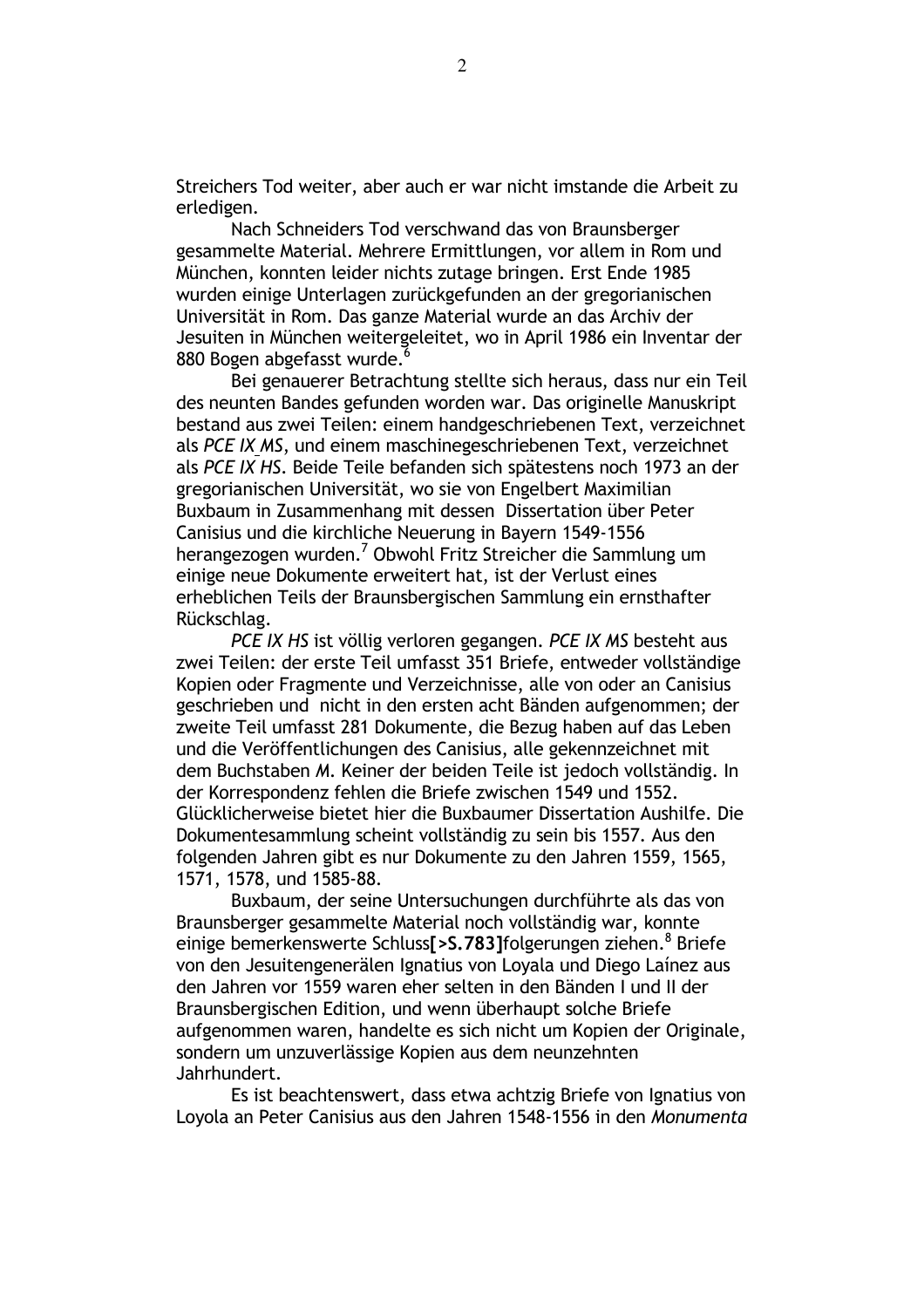Streichers Tod weiter, aber auch er war nicht imstande die Arbeit zu erledigen.

Nach Schneiders Tod verschwand das von Braunsberger gesammelte Material. Mehrere Ermittlungen, vor allem in Rom und München, konnten leider nichts zutage bringen. Erst Ende 1985 wurden einige Unterlagen zurückgefunden an der gregorianischen Universität in Rom. Das ganze Material wurde an das Archiv der Jesuiten in München weitergeleitet, wo in April 1986 ein Inventar der 880 Bogen abgefasst wurde.[6]

Bei genauerer Betrachtung stellte sich heraus, dass nur ein Teil des neunten Bandes gefunden worden war. Das originelle Manuskript bestand aus zwei Teilen: einem handgeschriebenen Text, verzeichnet als *PCE IX MS*, und einem maschinegeschriebenen Text, verzeichnet als *PCE IX HS*. Beide Teile befanden sich spätestens noch 1973 an der gregorianischen Universität, wo sie von Engelbert Maximilian Buxbaum in Zusammenhang mit dessen Dissertation über Peter Canisius und die kirchliche Neuerung in Bayern 1549-1556 herangezogen wurden.[7] Obwohl Fritz Streicher die Sammlung um einige neue Dokumente erweitert hat, ist der Verlust eines erheblichen Teils der Braunsbergischen Sammlung ein ernsthafter Rückschlag.

*PCE IX HS* ist völlig verloren gegangen. *PCE IX MS* besteht aus zwei Teilen: der erste Teil umfasst 351 Briefe, entweder vollständige Kopien oder Fragmente und Verzeichnisse, alle von oder an Canisius geschrieben und nicht in den ersten acht Bänden aufgenommen; der zweite Teil umfasst 281 Dokumente, die Bezug haben auf das Leben und die Veröffentlichungen des Canisius, alle gekennzeichnet mit dem Buchstaben *M*. Keiner der beiden Teile ist jedoch vollständig. In der Korrespondenz fehlen die Briefe zwischen 1549 und 1552. Glücklicherweise bietet hier die Buxbaumer Dissertation Aushilfe. Die Dokumentesammlung scheint vollständig zu sein bis 1557. Aus den folgenden Jahren gibt es nur Dokumente zu den Jahren 1559, 1565, 1571, 1578, und 1585-88.

Buxbaum, der seine Untersuchungen durchführte als das von Braunsberger gesammelte Material noch vollständig war, konnte einige bemerkenswerte Schluss**[>S.783]**folgerungen ziehen.[8] Briefe von den Jesuitengenerälen Ignatius von Loyala und Diego Laínez aus den Jahren vor 1559 waren eher selten in den Bänden I und II der Braunsbergischen Edition, und wenn überhaupt solche Briefe aufgenommen waren, handelte es sich nicht um Kopien der Originale, sondern um unzuverlässige Kopien aus dem neunzehnten Jahrhundert.

Es ist beachtenswert, dass etwa achtzig Briefe von Ignatius von Loyola an Peter Canisius aus den Jahren 1548-1556 in den *Monumenta*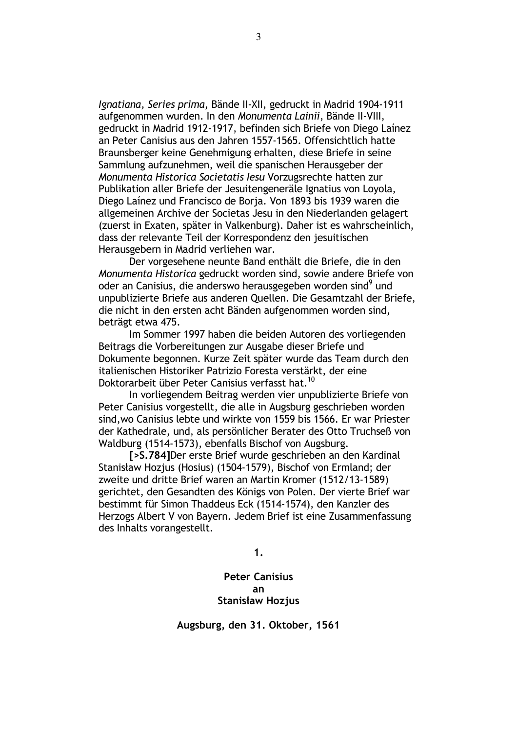*Ignatiana, Series prima*, Bände II-XII, gedruckt in Madrid 1904-1911 aufgenommen wurden. In den *Monumenta Lainii*, Bände II-VIII, gedruckt in Madrid 1912-1917, befinden sich Briefe von Diego Laínez an Peter Canisius aus den Jahren 1557-1565. Offensichtlich hatte Braunsberger keine Genehmigung erhalten, diese Briefe in seine Sammlung aufzunehmen, weil die spanischen Herausgeber der *Monumenta Historica Societatis Iesu* Vorzugsrechte hatten zur Publikation aller Briefe der Jesuitengeneräle Ignatius von Loyola, Diego Laínez und Francisco de Borja. Von 1893 bis 1939 waren die allgemeinen Archive der Societas Jesu in den Niederlanden gelagert (zuerst in Exaten, später in Valkenburg). Daher ist es wahrscheinlich, dass der relevante Teil der Korrespondenz den jesuitischen Herausgebern in Madrid verliehen war.

Der vorgesehene neunte Band enthält die Briefe, die in den *Monumenta Historica* gedruckt worden sind, sowie andere Briefe von oder an Canisius, die anderswo herausgegeben worden sind[9] und unpublizierte Briefe aus anderen Quellen. Die Gesamtzahl der Briefe, die nicht in den ersten acht Bänden aufgenommen worden sind, beträgt etwa 475.

Im Sommer 1997 haben die beiden Autoren des vorliegenden Beitrags die Vorbereitungen zur Ausgabe dieser Briefe und Dokumente begonnen. Kurze Zeit später wurde das Team durch den italienischen Historiker Patrizio Foresta verstärkt, der eine Doktorarbeit über Peter Canisius verfasst hat.[10]

In vorliegendem Beitrag werden vier unpublizierte Briefe von Peter Canisius vorgestellt, die alle in Augsburg geschrieben worden sind,wo Canisius lebte und wirkte von 1559 bis 1566. Er war Priester der Kathedrale, und, als persönlicher Berater des Otto Truchseß von Waldburg (1514-1573), ebenfalls Bischof von Augsburg.

**[>S.784]**Der erste Brief wurde geschrieben an den Kardinal Stanisław Hozjus (Hosius) (1504-1579), Bischof von Ermland; der zweite und dritte Brief waren an Martin Kromer (1512/13-1589) gerichtet, den Gesandten des Königs von Polen. Der vierte Brief war bestimmt für Simon Thaddeus Eck (1514-1574), den Kanzler des Herzogs Albert V von Bayern. Jedem Brief ist eine Zusammenfassung des Inhalts vorangestellt.

**1.**

**Peter Canisius**
**an**
**Stanisław Hozjus**

**Augsburg, den 31. Oktober, 1561**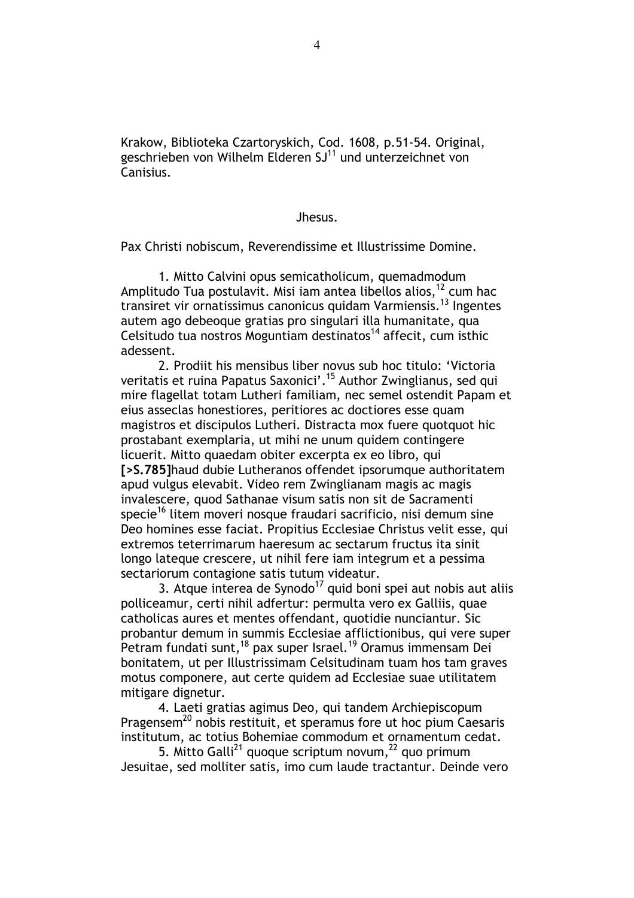Krakow, Biblioteka Czartoryskich, Cod. 1608, p.51-54. Original, geschrieben von Wilhelm Elderen SJ[11] und unterzeichnet von Canisius.

Jhesus.

Pax Christi nobiscum, Reverendissime et Illustrissime Domine.

1. Mitto Calvini opus semicatholicum, quemadmodum Amplitudo Tua postulavit. Misi iam antea libellos alios,[12] cum hac transiret vir ornatissimus canonicus quidam Varmiensis.[13] Ingentes autem ago debeoque gratias pro singulari illa humanitate, qua Celsitudo tua nostros Moguntiam destinatos[14] affecit, cum isthic adessent.

2. Prodiit his mensibus liber novus sub hoc titulo: 'Victoria veritatis et ruina Papatus Saxonici'.[15] Author Zwinglianus, sed qui mire flagellat totam Lutheri familiam, nec semel ostendit Papam et eius asseclas honestiores, peritiores ac doctiores esse quam magistros et discipulos Lutheri. Distracta mox fuere quotquot hic prostabant exemplaria, ut mihi ne unum quidem contingere licuerit. Mitto quaedam obiter excerpta ex eo libro, qui **[>S.785]**haud dubie Lutheranos offendet ipsorumque authoritatem apud vulgus elevabit. Video rem Zwinglianam magis ac magis invalescere, quod Sathanae visum satis non sit de Sacramenti specie[16] litem moveri nosque fraudari sacrificio, nisi demum sine Deo homines esse faciat. Propitius Ecclesiae Christus velit esse, qui extremos teterrimarum haeresum ac sectarum fructus ita sinit longo lateque crescere, ut nihil fere iam integrum et a pessima sectariorum contagione satis tutum videatur.

3. Atque interea de Synodo[17] quid boni spei aut nobis aut aliis polliceamur, certi nihil adfertur: permulta vero ex Galliis, quae catholicas aures et mentes offendant, quotidie nunciantur. Sic probantur demum in summis Ecclesiae afflictionibus, qui vere super Petram fundati sunt,[18] pax super Israel.[19] Oramus immensam Dei bonitatem, ut per Illustrissimam Celsitudinam tuam hos tam graves motus componere, aut certe quidem ad Ecclesiae suae utilitatem mitigare dignetur.

4. Laeti gratias agimus Deo, qui tandem Archiepiscopum Pragensem[20] nobis restituit, et speramus fore ut hoc pium Caesaris institutum, ac totius Bohemiae commodum et ornamentum cedat.

5. Mitto Galli[21] quoque scriptum novum,[22] quo primum Jesuitae, sed molliter satis, imo cum laude tractantur. Deinde vero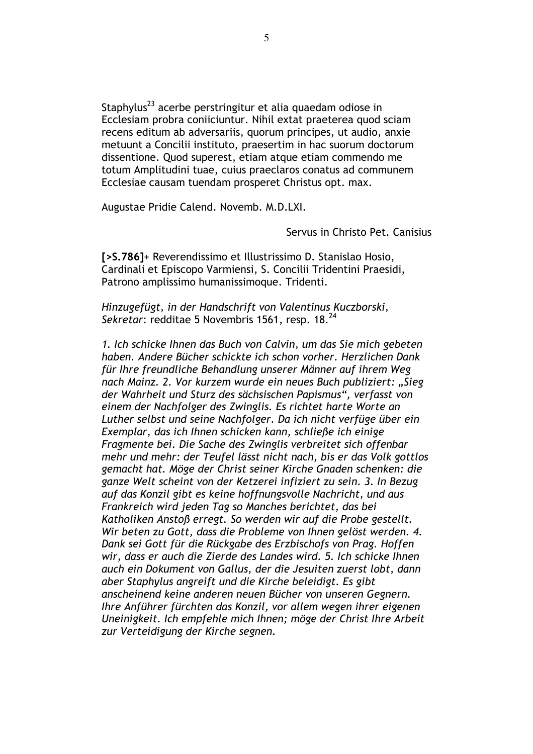Staphylus[23] acerbe perstringitur et alia quaedam odiose in Ecclesiam probra coniiciuntur. Nihil extat praeterea quod sciam recens editum ab adversariis, quorum principes, ut audio, anxie metuunt a Concilii instituto, praesertim in hac suorum doctorum dissentione. Quod superest, etiam atque etiam commendo me totum Amplitudini tuae, cuius praeclaros conatus ad communem Ecclesiae causam tuendam prosperet Christus opt. max.

Augustae Pridie Calend. Novemb. M.D.LXI.

Servus in Christo Pet. Canisius

**[>S.786]**+ Reverendissimo et Illustrissimo D. Stanislao Hosio, Cardinali et Episcopo Varmiensi, S. Concilii Tridentini Praesidi, Patrono amplissimo humanissimoque. Tridenti.

*Hinzugefügt, in der Handschrift von Valentinus Kuczborski, Sekretar*: redditae 5 Novembris 1561, resp. 18.[24]

*1. Ich schicke Ihnen das Buch von Calvin, um das Sie mich gebeten haben. Andere Bücher schickte ich schon vorher. Herzlichen Dank für Ihre freundliche Behandlung unserer Männer auf ihrem Weg nach Mainz. 2. Vor kurzem wurde ein neues Buch publiziert: „Sieg der Wahrheit und Sturz des sächsischen Papismus", verfasst von einem der Nachfolger des Zwinglis. Es richtet harte Worte an Luther selbst und seine Nachfolger. Da ich nicht verfüge über ein Exemplar, das ich Ihnen schicken kann, schließe ich einige Fragmente bei. Die Sache des Zwinglis verbreitet sich offenbar mehr und mehr: der Teufel lässt nicht nach, bis er das Volk gottlos gemacht hat. Möge der Christ seiner Kirche Gnaden schenken: die ganze Welt scheint von der Ketzerei infiziert zu sein. 3. In Bezug auf das Konzil gibt es keine hoffnungsvolle Nachricht, und aus Frankreich wird jeden Tag so Manches berichtet, das bei Katholiken Anstoß erregt. So werden wir auf die Probe gestellt. Wir beten zu Gott, dass die Probleme von Ihnen gelöst werden. 4. Dank sei Gott für die Rückgabe des Erzbischofs von Prag. Hoffen wir, dass er auch die Zierde des Landes wird. 5. Ich schicke Ihnen auch ein Dokument von Gallus, der die Jesuiten zuerst lobt, dann aber Staphylus angreift und die Kirche beleidigt. Es gibt anscheinend keine anderen neuen Bücher von unseren Gegnern. Ihre Anführer fürchten das Konzil, vor allem wegen ihrer eigenen Uneinigkeit. Ich empfehle mich Ihnen; möge der Christ Ihre Arbeit zur Verteidigung der Kirche segnen.*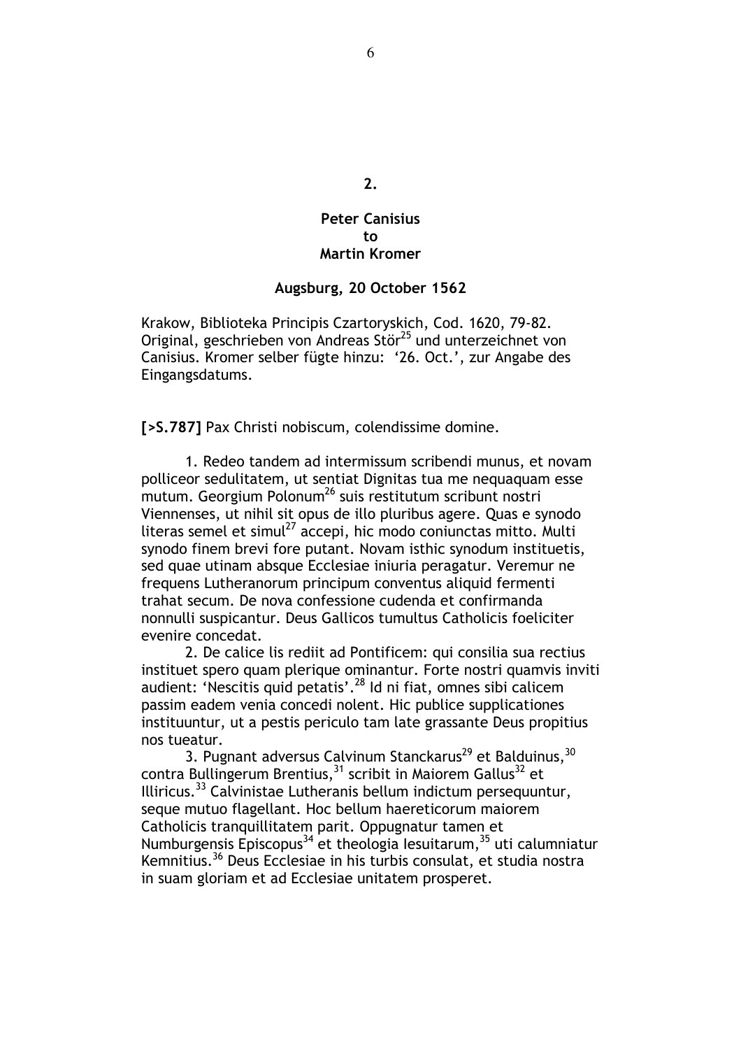**2.**

**Peter Canisius**
**to**
**Martin Kromer**

**Augsburg, 20 October 1562**

Krakow, Biblioteka Principis Czartoryskich, Cod. 1620, 79-82. Original, geschrieben von Andreas Stör[25] und unterzeichnet von Canisius. Kromer selber fügte hinzu: '26. Oct.', zur Angabe des Eingangsdatums.

**[>S.787]** Pax Christi nobiscum, colendissime domine.

1. Redeo tandem ad intermissum scribendi munus, et novam polliceor sedulitatem, ut sentiat Dignitas tua me nequaquam esse mutum. Georgium Polonum[26] suis restitutum scribunt nostri Viennenses, ut nihil sit opus de illo pluribus agere. Quas e synodo literas semel et simul[27] accepi, hic modo coniunctas mitto. Multi synodo finem brevi fore putant. Novam isthic synodum instituetis, sed quae utinam absque Ecclesiae iniuria peragatur. Veremur ne frequens Lutheranorum principum conventus aliquid fermenti trahat secum. De nova confessione cudenda et confirmanda nonnulli suspicantur. Deus Gallicos tumultus Catholicis foeliciter evenire concedat.

2. De calice lis rediit ad Pontificem: qui consilia sua rectius instituet spero quam plerique ominantur. Forte nostri quamvis inviti audient: 'Nescitis quid petatis'.[28] Id ni fiat, omnes sibi calicem passim eadem venia concedi nolent. Hic publice supplicationes instituuntur, ut a pestis periculo tam late grassante Deus propitius nos tueatur.

3. Pugnant adversus Calvinum Stanckarus[29] et Balduinus,[30] contra Bullingerum Brentius,[31] scribit in Maiorem Gallus[32] et Illiricus.[33] Calvinistae Lutheranis bellum indictum persequuntur, seque mutuo flagellant. Hoc bellum haereticorum maiorem Catholicis tranquillitatem parit. Oppugnatur tamen et Numburgensis Episcopus[34] et theologia Iesuitarum,[35] uti calumniatur Kemnitius.[36] Deus Ecclesiae in his turbis consulat, et studia nostra in suam gloriam et ad Ecclesiae unitatem prosperet.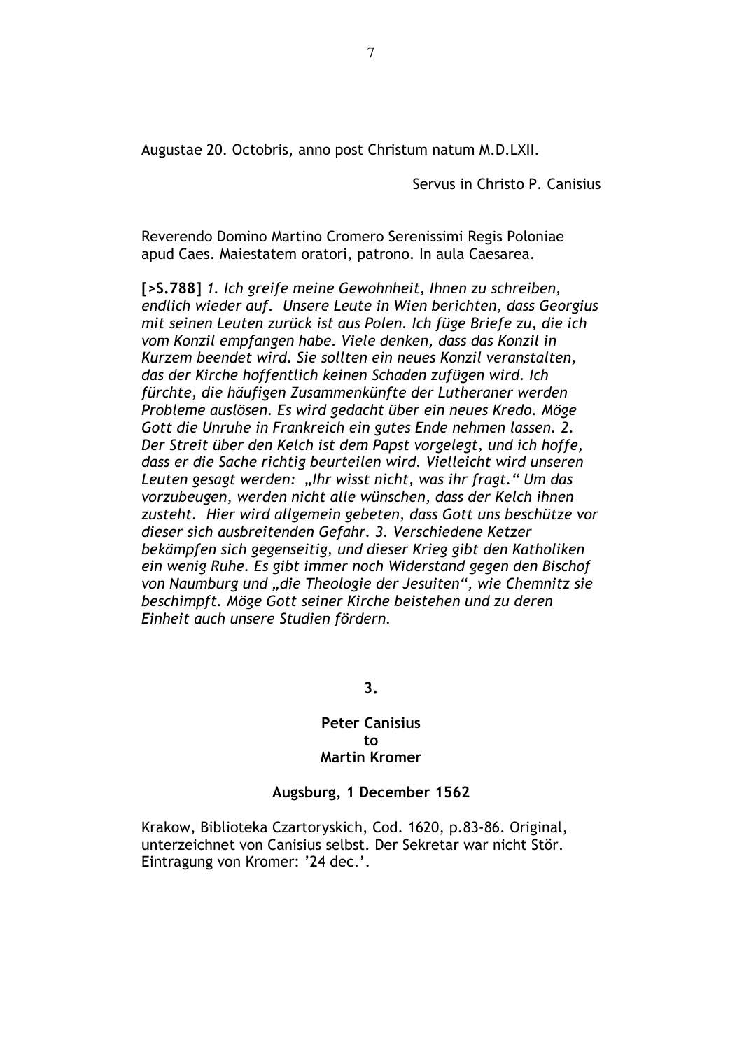Augustae 20. Octobris, anno post Christum natum M.D.LXII.

Servus in Christo P. Canisius

Reverendo Domino Martino Cromero Serenissimi Regis Poloniae apud Caes. Maiestatem oratori, patrono. In aula Caesarea.

**[>S.788]** *1. Ich greife meine Gewohnheit, Ihnen zu schreiben, endlich wieder auf. Unsere Leute in Wien berichten, dass Georgius mit seinen Leuten zurück ist aus Polen. Ich füge Briefe zu, die ich vom Konzil empfangen habe. Viele denken, dass das Konzil in Kurzem beendet wird. Sie sollten ein neues Konzil veranstalten, das der Kirche hoffentlich keinen Schaden zufügen wird. Ich fürchte, die häufigen Zusammenkünfte der Lutheraner werden Probleme auslösen. Es wird gedacht über ein neues Kredo. Möge Gott die Unruhe in Frankreich ein gutes Ende nehmen lassen. 2. Der Streit über den Kelch ist dem Papst vorgelegt, und ich hoffe, dass er die Sache richtig beurteilen wird. Vielleicht wird unseren Leuten gesagt werden: „Ihr wisst nicht, was ihr fragt." Um das vorzubeugen, werden nicht alle wünschen, dass der Kelch ihnen zusteht. Hier wird allgemein gebeten, dass Gott uns beschütze vor dieser sich ausbreitenden Gefahr. 3. Verschiedene Ketzer bekämpfen sich gegenseitig, und dieser Krieg gibt den Katholiken ein wenig Ruhe. Es gibt immer noch Widerstand gegen den Bischof von Naumburg und „die Theologie der Jesuiten", wie Chemnitz sie beschimpft. Möge Gott seiner Kirche beistehen und zu deren Einheit auch unsere Studien fördern.*

## 3.

**Peter Canisius**
**to**
**Martin Kromer**

**Augsburg, 1 December 1562**

Krakow, Biblioteka Czartoryskich, Cod. 1620, p.83-86. Original, unterzeichnet von Canisius selbst. Der Sekretar war nicht Stör. Eintragung von Kromer: '24 dec.'.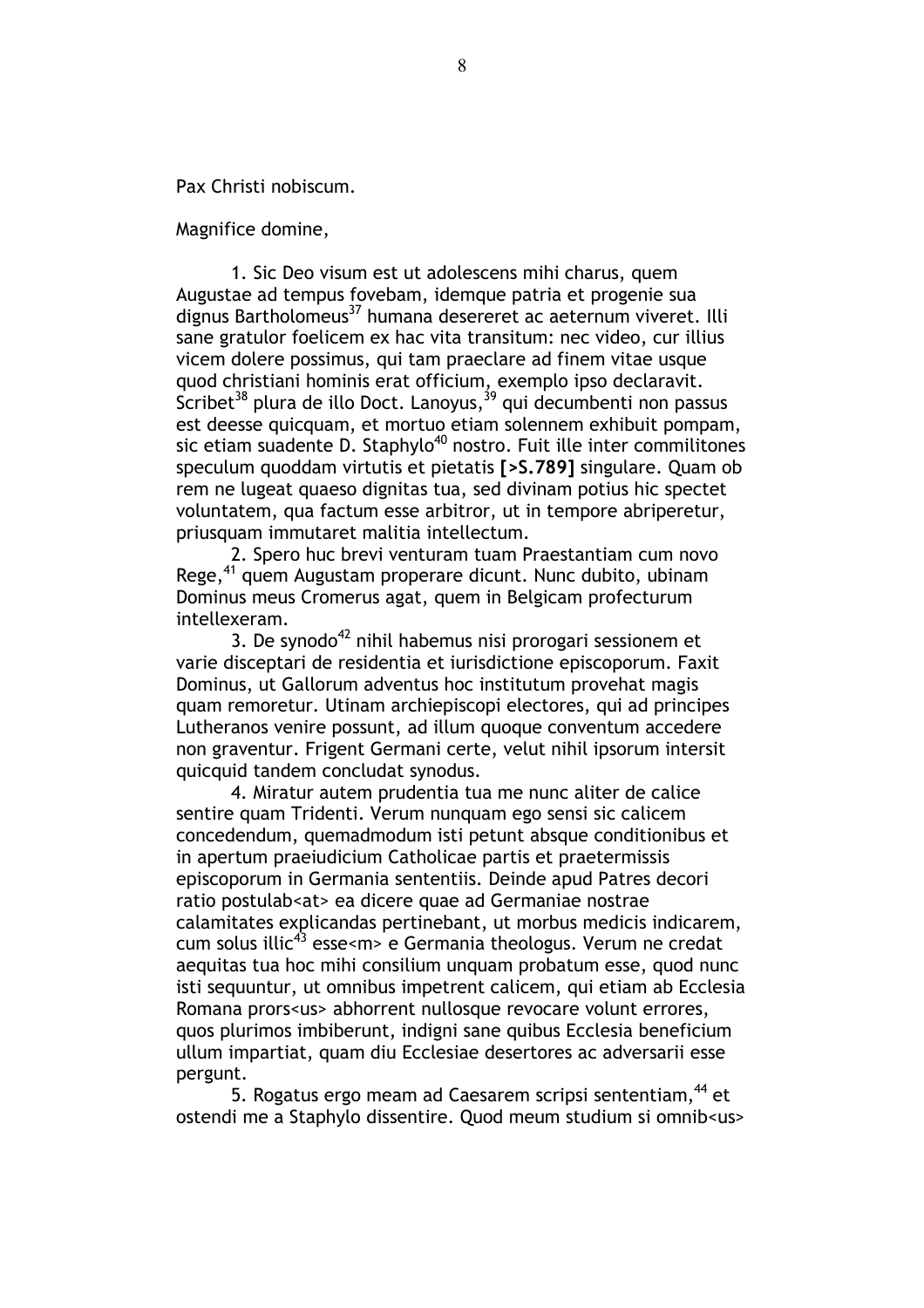Pax Christi nobiscum.

Magnifice domine,

1. Sic Deo visum est ut adolescens mihi charus, quem Augustae ad tempus fovebam, idemque patria et progenie sua dignus Bartholomeus[37] humana desereret ac aeternum viveret. Illi sane gratulor foelicem ex hac vita transitum: nec video, cur illius vicem dolere possimus, qui tam praeclare ad finem vitae usque quod christiani hominis erat officium, exemplo ipso declaravit. Scribet[38] plura de illo Doct. Lanoyus,[39] qui decumbenti non passus est deesse quicquam, et mortuo etiam solennem exhibuit pompam, sic etiam suadente D. Staphylo[40] nostro. Fuit ille inter commilitones speculum quoddam virtutis et pietatis **[>S.789]** singulare. Quam ob rem ne lugeat quaeso dignitas tua, sed divinam potius hic spectet voluntatem, qua factum esse arbitror, ut in tempore abriperetur, priusquam immutaret malitia intellectum.

2. Spero huc brevi venturam tuam Praestantiam cum novo Rege,[41] quem Augustam properare dicunt. Nunc dubito, ubinam Dominus meus Cromerus agat, quem in Belgicam profecturum intellexeram.

3. De synodo[42] nihil habemus nisi prorogari sessionem et varie disceptari de residentia et iurisdictione episcoporum. Faxit Dominus, ut Gallorum adventus hoc institutum provehat magis quam remoretur. Utinam archiepiscopi electores, qui ad principes Lutheranos venire possunt, ad illum quoque conventum accedere non graventur. Frigent Germani certe, velut nihil ipsorum intersit quicquid tandem concludat synodus.

4. Miratur autem prudentia tua me nunc aliter de calice sentire quam Tridenti. Verum nunquam ego sensi sic calicem concedendum, quemadmodum isti petunt absque conditionibus et in apertum praeiudicium Catholicae partis et praetermissis episcoporum in Germania sententiis. Deinde apud Patres decori ratio postulab<at> ea dicere quae ad Germaniae nostrae calamitates explicandas pertinebant, ut morbus medicis indicarem, cum solus illic[43] esse<m> e Germania theologus. Verum ne credat aequitas tua hoc mihi consilium unquam probatum esse, quod nunc isti sequuntur, ut omnibus impetrent calicem, qui etiam ab Ecclesia Romana prors<us> abhorrent nullosque revocare volunt errores, quos plurimos imbiberunt, indigni sane quibus Ecclesia beneficium ullum impartiat, quam diu Ecclesiae desertores ac adversarii esse pergunt.

5. Rogatus ergo meam ad Caesarem scripsi sententiam,[44] et ostendi me a Staphylo dissentire. Quod meum studium si omnib<us>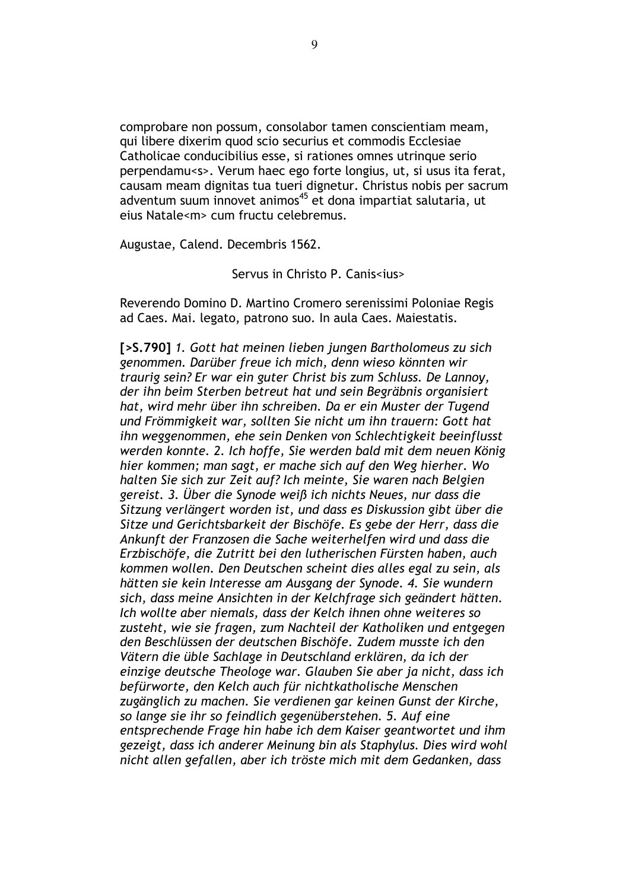comprobare non possum, consolabor tamen conscientiam meam, qui libere dixerim quod scio securius et commodis Ecclesiae Catholicae conducibilius esse, si rationes omnes utrinque serio perpendamu<s>. Verum haec ego forte longius, ut, si usus ita ferat, causam meam dignitas tua tueri dignetur. Christus nobis per sacrum adventum suum innovet animos[45] et dona impartiat salutaria, ut eius Natale<m> cum fructu celebremus.

Augustae, Calend. Decembris 1562.

Servus in Christo P. Canis<ius>

Reverendo Domino D. Martino Cromero serenissimi Poloniae Regis ad Caes. Mai. legato, patrono suo. In aula Caes. Maiestatis.

**[>S.790]** *1. Gott hat meinen lieben jungen Bartholomeus zu sich genommen. Darüber freue ich mich, denn wieso könnten wir traurig sein? Er war ein guter Christ bis zum Schluss. De Lannoy, der ihn beim Sterben betreut hat und sein Begräbnis organisiert hat, wird mehr über ihn schreiben. Da er ein Muster der Tugend und Frömmigkeit war, sollten Sie nicht um ihn trauern: Gott hat ihn weggenommen, ehe sein Denken von Schlechtigkeit beeinflusst werden konnte. 2. Ich hoffe, Sie werden bald mit dem neuen König hier kommen; man sagt, er mache sich auf den Weg hierher. Wo halten Sie sich zur Zeit auf? Ich meinte, Sie waren nach Belgien gereist. 3. Über die Synode weiß ich nichts Neues, nur dass die Sitzung verlängert worden ist, und dass es Diskussion gibt über die Sitze und Gerichtsbarkeit der Bischöfe. Es gebe der Herr, dass die Ankunft der Franzosen die Sache weiterhelfen wird und dass die Erzbischöfe, die Zutritt bei den lutherischen Fürsten haben, auch kommen wollen. Den Deutschen scheint dies alles egal zu sein, als hätten sie kein Interesse am Ausgang der Synode. 4. Sie wundern sich, dass meine Ansichten in der Kelchfrage sich geändert hätten. Ich wollte aber niemals, dass der Kelch ihnen ohne weiteres so zusteht, wie sie fragen, zum Nachteil der Katholiken und entgegen den Beschlüssen der deutschen Bischöfe. Zudem musste ich den Vätern die üble Sachlage in Deutschland erklären, da ich der einzige deutsche Theologe war. Glauben Sie aber ja nicht, dass ich befürworte, den Kelch auch für nichtkatholische Menschen zugänglich zu machen. Sie verdienen gar keinen Gunst der Kirche, so lange sie ihr so feindlich gegenüberstehen. 5. Auf eine entsprechende Frage hin habe ich dem Kaiser geantwortet und ihm gezeigt, dass ich anderer Meinung bin als Staphylus. Dies wird wohl nicht allen gefallen, aber ich tröste mich mit dem Gedanken, dass*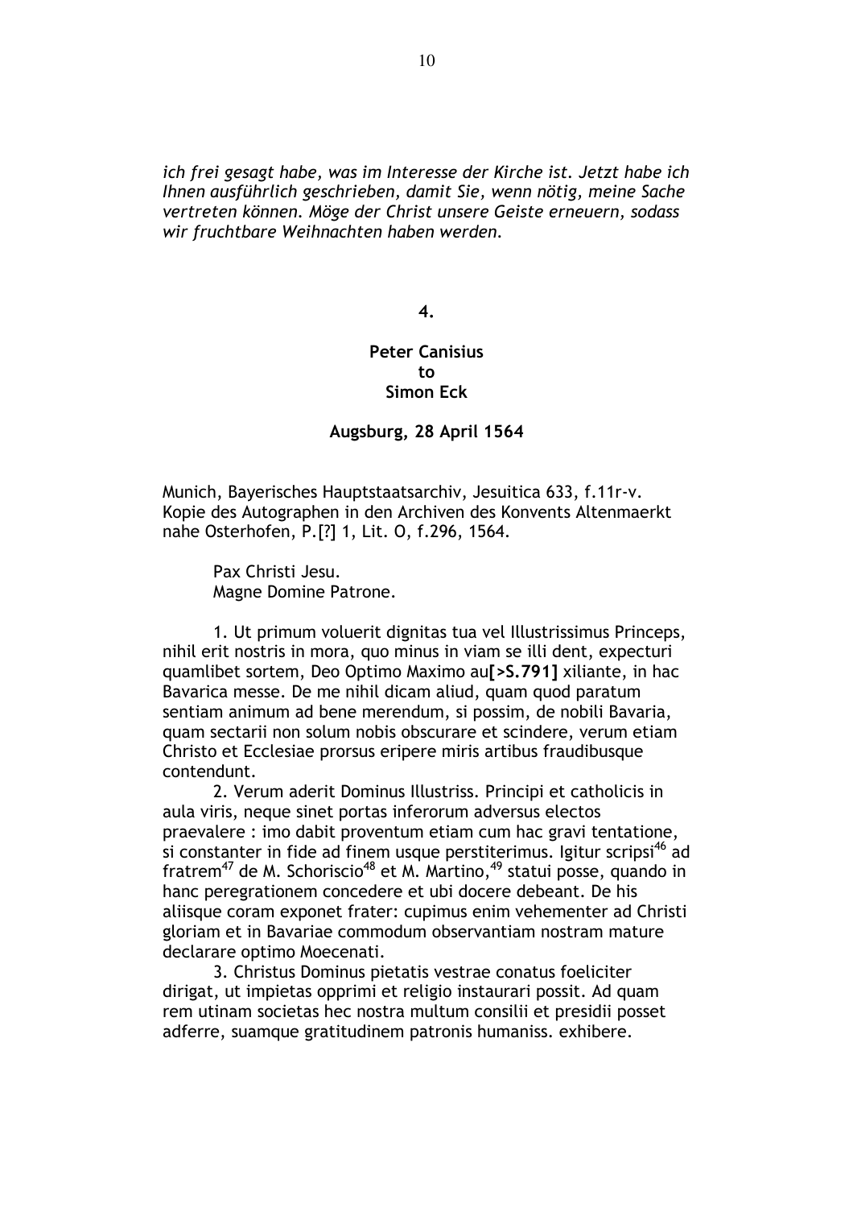*ich frei gesagt habe, was im Interesse der Kirche ist. Jetzt habe ich Ihnen ausführlich geschrieben, damit Sie, wenn nötig, meine Sache vertreten können. Möge der Christ unsere Geiste erneuern, sodass wir fruchtbare Weihnachten haben werden.*

**4.**

**Peter Canisius**
**to**
**Simon Eck**

**Augsburg, 28 April 1564**

Munich, Bayerisches Hauptstaatsarchiv, Jesuitica 633, f.11r-v. Kopie des Autographen in den Archiven des Konvents Altenmaerkt nahe Osterhofen, P.[?] 1, Lit. O, f.296, 1564.

Pax Christi Jesu.
Magne Domine Patrone.

1. Ut primum voluerit dignitas tua vel Illustrissimus Princeps, nihil erit nostris in mora, quo minus in viam se illi dent, expecturi quamlibet sortem, Deo Optimo Maximo au**[>S.791]** xiliante, in hac Bavarica messe. De me nihil dicam aliud, quam quod paratum sentiam animum ad bene merendum, si possim, de nobili Bavaria, quam sectarii non solum nobis obscurare et scindere, verum etiam Christo et Ecclesiae prorsus eripere miris artibus fraudibusque contendunt.

2. Verum aderit Dominus Illustriss. Principi et catholicis in aula viris, neque sinet portas inferorum adversus electos praevalere : imo dabit proventum etiam cum hac gravi tentatione, si constanter in fide ad finem usque perstiterimus. Igitur scripsi[46] ad fratrem[47] de M. Schoriscio[48] et M. Martino,[49] statui posse, quando in hanc peregrationem concedere et ubi docere debeant. De his aliisque coram exponet frater: cupimus enim vehementer ad Christi gloriam et in Bavariae commodum observantiam nostram mature declarare optimo Moecenati.

3. Christus Dominus pietatis vestrae conatus foeliciter dirigat, ut impietas opprimi et religio instaurari possit. Ad quam rem utinam societas hec nostra multum consilii et presidii posset adferre, suamque gratitudinem patronis humaniss. exhibere.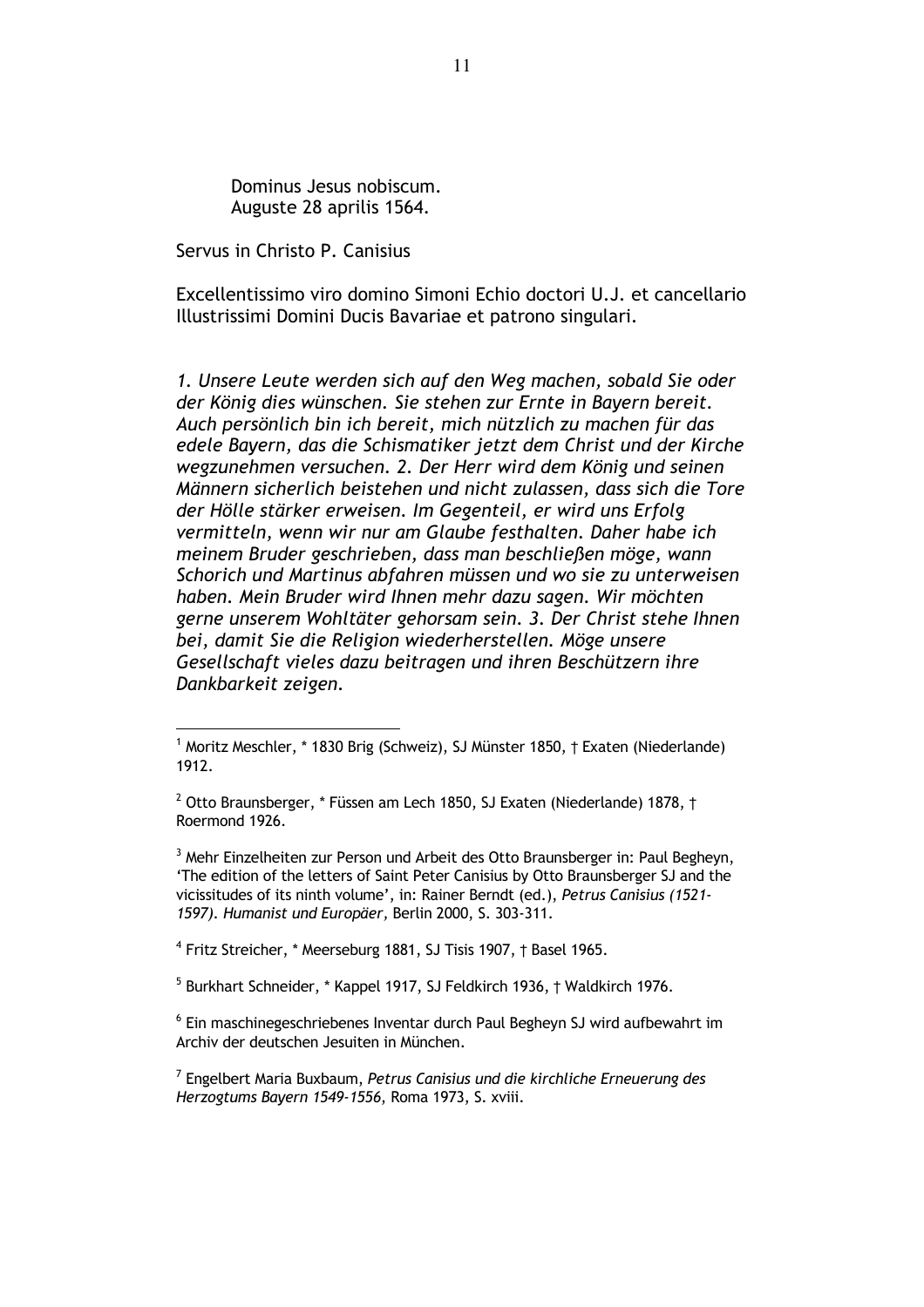Dominus Jesus nobiscum.
Auguste 28 aprilis 1564.

Servus in Christo P. Canisius

Excellentissimo viro domino Simoni Echio doctori U.J. et cancellario Illustrissimi Domini Ducis Bavariae et patrono singulari.

*1. Unsere Leute werden sich auf den Weg machen, sobald Sie oder der König dies wünschen. Sie stehen zur Ernte in Bayern bereit. Auch persönlich bin ich bereit, mich nützlich zu machen für das edele Bayern, das die Schismatiker jetzt dem Christ und der Kirche wegzunehmen versuchen. 2. Der Herr wird dem König und seinen Männern sicherlich beistehen und nicht zulassen, dass sich die Tore der Hölle stärker erweisen. Im Gegenteil, er wird uns Erfolg vermitteln, wenn wir nur am Glaube festhalten. Daher habe ich meinem Bruder geschrieben, dass man beschließen möge, wann Schorich und Martinus abfahren müssen und wo sie zu unterweisen haben. Mein Bruder wird Ihnen mehr dazu sagen. Wir möchten gerne unserem Wohltäter gehorsam sein. 3. Der Christ stehe Ihnen bei, damit Sie die Religion wiederherstellen. Möge unsere Gesellschaft vieles dazu beitragen und ihren Beschützern ihre Dankbarkeit zeigen.*

---

[1] Moritz Meschler, * 1830 Brig (Schweiz), SJ Münster 1850, † Exaten (Niederlande) 1912.

[2] Otto Braunsberger, * Füssen am Lech 1850, SJ Exaten (Niederlande) 1878, † Roermond 1926.

[3] Mehr Einzelheiten zur Person und Arbeit des Otto Braunsberger in: Paul Begheyn, 'The edition of the letters of Saint Peter Canisius by Otto Braunsberger SJ and the vicissitudes of its ninth volume', in: Rainer Berndt (ed.), *Petrus Canisius (1521-1597). Humanist und Europäer,* Berlin 2000, S. 303-311.

[4] Fritz Streicher, * Meerseburg 1881, SJ Tisis 1907, † Basel 1965.

[5] Burkhart Schneider, * Kappel 1917, SJ Feldkirch 1936, † Waldkirch 1976.

[6] Ein maschinegeschriebenes Inventar durch Paul Begheyn SJ wird aufbewahrt im Archiv der deutschen Jesuiten in München.

[7] Engelbert Maria Buxbaum, *Petrus Canisius und die kirchliche Erneuerung des Herzogtums Bayern 1549-1556,* Roma 1973, S. xviii.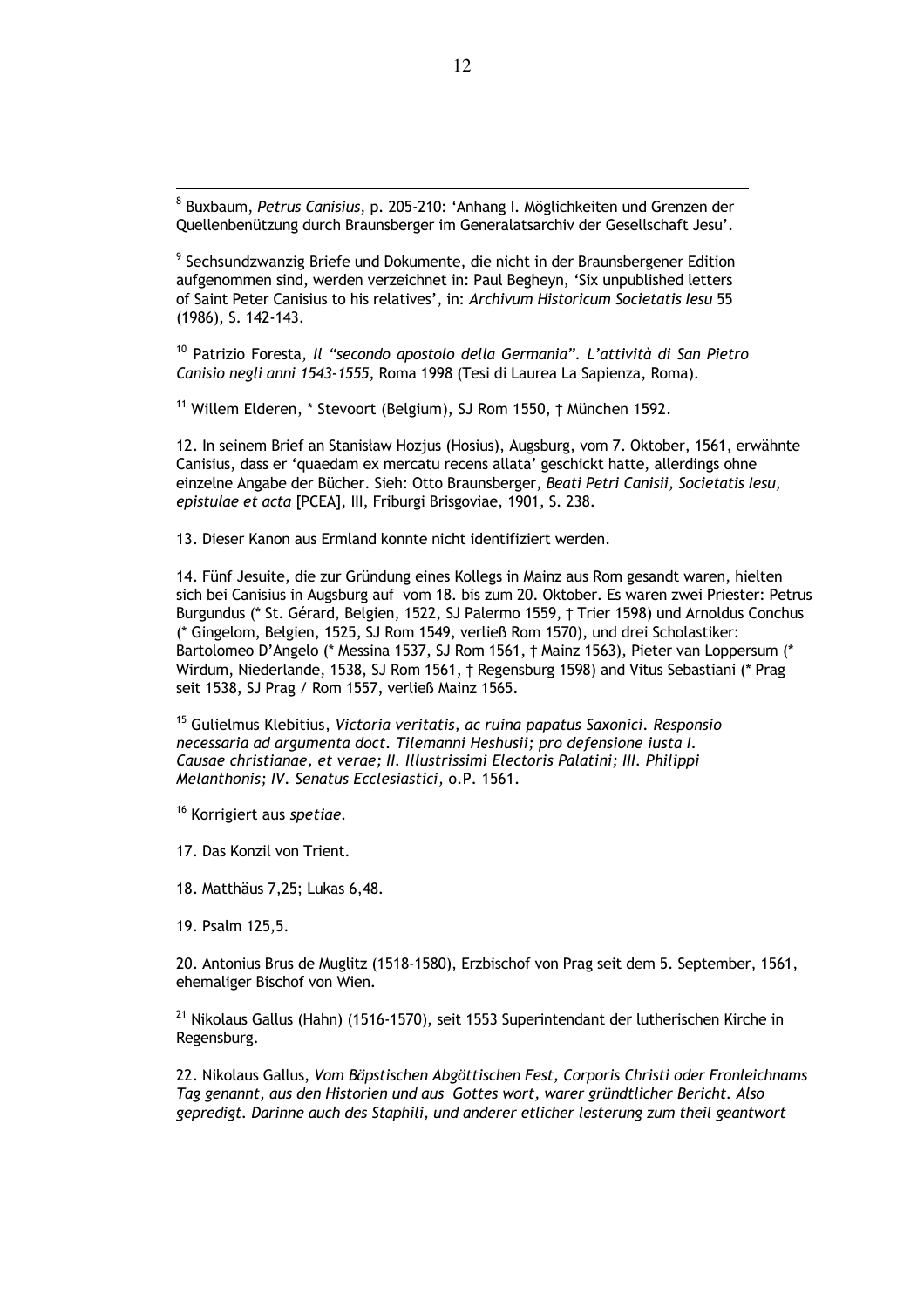[8] Buxbaum, *Petrus Canisius*, p. 205-210: 'Anhang I. Möglichkeiten und Grenzen der Quellenbenützung durch Braunsberger im Generalatsarchiv der Gesellschaft Jesu'.

[9] Sechsundzwanzig Briefe und Dokumente, die nicht in der Braunsbergener Edition aufgenommen sind, werden verzeichnet in: Paul Begheyn, 'Six unpublished letters of Saint Peter Canisius to his relatives', in: *Archivum Historicum Societatis Iesu* 55 (1986), S. 142-143.

[10] Patrizio Foresta, *Il "secondo apostolo della Germania". L'attività di San Pietro Canisio negli anni 1543-1555*, Roma 1998 (Tesi di Laurea La Sapienza, Roma).

[11] Willem Elderen, * Stevoort (Belgium), SJ Rom 1550, † München 1592.

12. In seinem Brief an Stanisław Hozjus (Hosius), Augsburg, vom 7. Oktober, 1561, erwähnte Canisius, dass er 'quaedam ex mercatu recens allata' geschickt hatte, allerdings ohne einzelne Angabe der Bücher. Sieh: Otto Braunsberger, *Beati Petri Canisii, Societatis Iesu, epistulae et acta* [PCEA], III, Friburgi Brisgoviae, 1901, S. 238.

13. Dieser Kanon aus Ermland konnte nicht identifiziert werden.

14. Fünf Jesuite, die zur Gründung eines Kollegs in Mainz aus Rom gesandt waren, hielten sich bei Canisius in Augsburg auf vom 18. bis zum 20. Oktober. Es waren zwei Priester: Petrus Burgundus (* St. Gérard, Belgien, 1522, SJ Palermo 1559, † Trier 1598) und Arnoldus Conchus (* Gingelom, Belgien, 1525, SJ Rom 1549, verließ Rom 1570), und drei Scholastiker: Bartolomeo D'Angelo (* Messina 1537, SJ Rom 1561, † Mainz 1563), Pieter van Loppersum (* Wirdum, Niederlande, 1538, SJ Rom 1561, † Regensburg 1598) and Vitus Sebastiani (* Prag seit 1538, SJ Prag / Rom 1557, verließ Mainz 1565.

[15] Gulielmus Klebitius, *Victoria veritatis, ac ruina papatus Saxonici. Responsio necessaria ad argumenta doct. Tilemanni Heshusii; pro defensione iusta I. Causae christianae, et verae; II. Illustrissimi Electoris Palatini; III. Philippi Melanthonis; IV. Senatus Ecclesiastici,* o.P. 1561.

[16] Korrigiert aus *spetiae*.

17. Das Konzil von Trient.

18. Matthäus 7,25; Lukas 6,48.

19. Psalm 125,5.

20. Antonius Brus de Muglitz (1518-1580), Erzbischof von Prag seit dem 5. September, 1561, ehemaliger Bischof von Wien.

[21] Nikolaus Gallus (Hahn) (1516-1570), seit 1553 Superintendant der lutherischen Kirche in Regensburg.

22. Nikolaus Gallus, *Vom Bäpstischen Abgöttischen Fest, Corporis Christi oder Fronleichnams Tag genannt, aus den Historien und aus Gottes wort, warer gründtlicher Bericht. Also gepredigt. Darinne auch des Staphili, und anderer etlicher lesterung zum theil geantwort*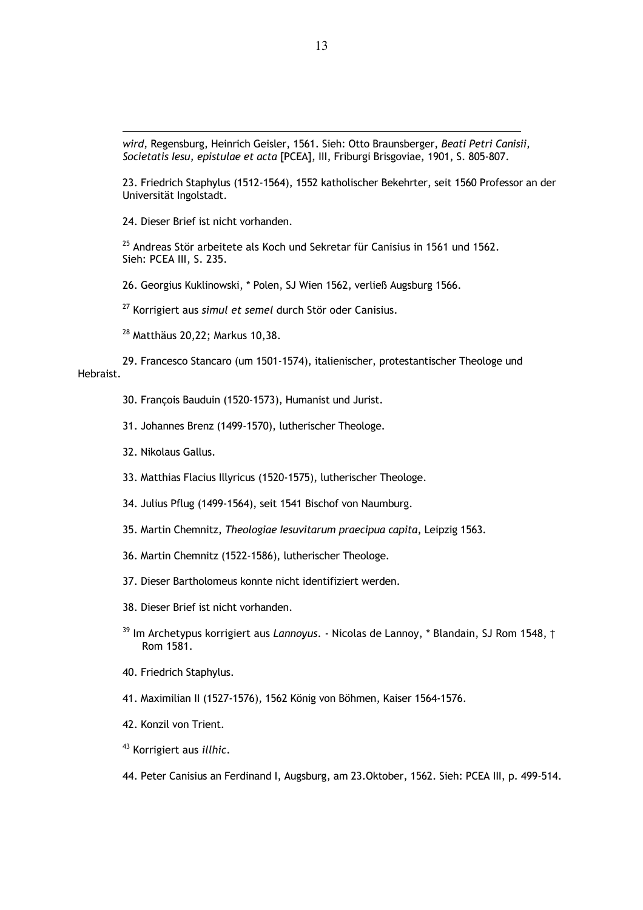*wird,* Regensburg, Heinrich Geisler, 1561. Sieh: Otto Braunsberger, *Beati Petri Canisii, Societatis Iesu, epistulae et acta* [PCEA], III, Friburgi Brisgoviae, 1901, S. 805-807.

23. Friedrich Staphylus (1512-1564), 1552 katholischer Bekehrter, seit 1560 Professor an der Universität Ingolstadt.

24. Dieser Brief ist nicht vorhanden.

[25] Andreas Stör arbeitete als Koch und Sekretar für Canisius in 1561 und 1562. Sieh: PCEA III, S. 235.

26. Georgius Kuklinowski, * Polen, SJ Wien 1562, verließ Augsburg 1566.

[27] Korrigiert aus *simul et semel* durch Stör oder Canisius.

[28] Matthäus 20,22; Markus 10,38.

29. Francesco Stancaro (um 1501-1574), italienischer, protestantischer Theologe und Hebraist.

30. François Bauduin (1520-1573), Humanist und Jurist.

31. Johannes Brenz (1499-1570), lutherischer Theologe.

32. Nikolaus Gallus.

33. Matthias Flacius Illyricus (1520-1575), lutherischer Theologe.

34. Julius Pflug (1499-1564), seit 1541 Bischof von Naumburg.

35. Martin Chemnitz, *Theologiae Iesuvitarum praecipua capita*, Leipzig 1563.

36. Martin Chemnitz (1522-1586), lutherischer Theologe.

37. Dieser Bartholomeus konnte nicht identifiziert werden.

38. Dieser Brief ist nicht vorhanden.

[39] Im Archetypus korrigiert aus *Lannoyus*. - Nicolas de Lannoy, * Blandain, SJ Rom 1548, † Rom 1581.

40. Friedrich Staphylus.

41. Maximilian II (1527-1576), 1562 König von Böhmen, Kaiser 1564-1576.

42. Konzil von Trient.

[43] Korrigiert aus *illhic*.

44. Peter Canisius an Ferdinand I, Augsburg, am 23.Oktober, 1562. Sieh: PCEA III, p. 499-514.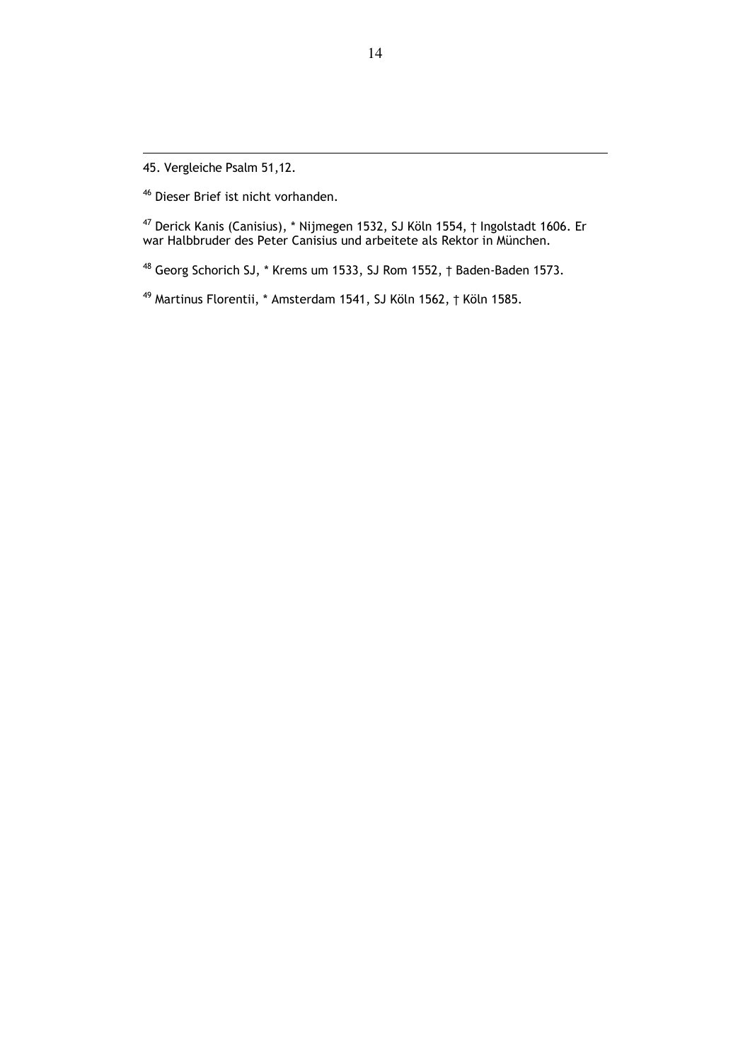45. Vergleiche Psalm 51,12.

[46] Dieser Brief ist nicht vorhanden.

[47] Derick Kanis (Canisius), * Nijmegen 1532, SJ Köln 1554, † Ingolstadt 1606. Er war Halbbruder des Peter Canisius und arbeitete als Rektor in München.

[48] Georg Schorich SJ, * Krems um 1533, SJ Rom 1552, † Baden-Baden 1573.

[49] Martinus Florentii, * Amsterdam 1541, SJ Köln 1562, † Köln 1585.